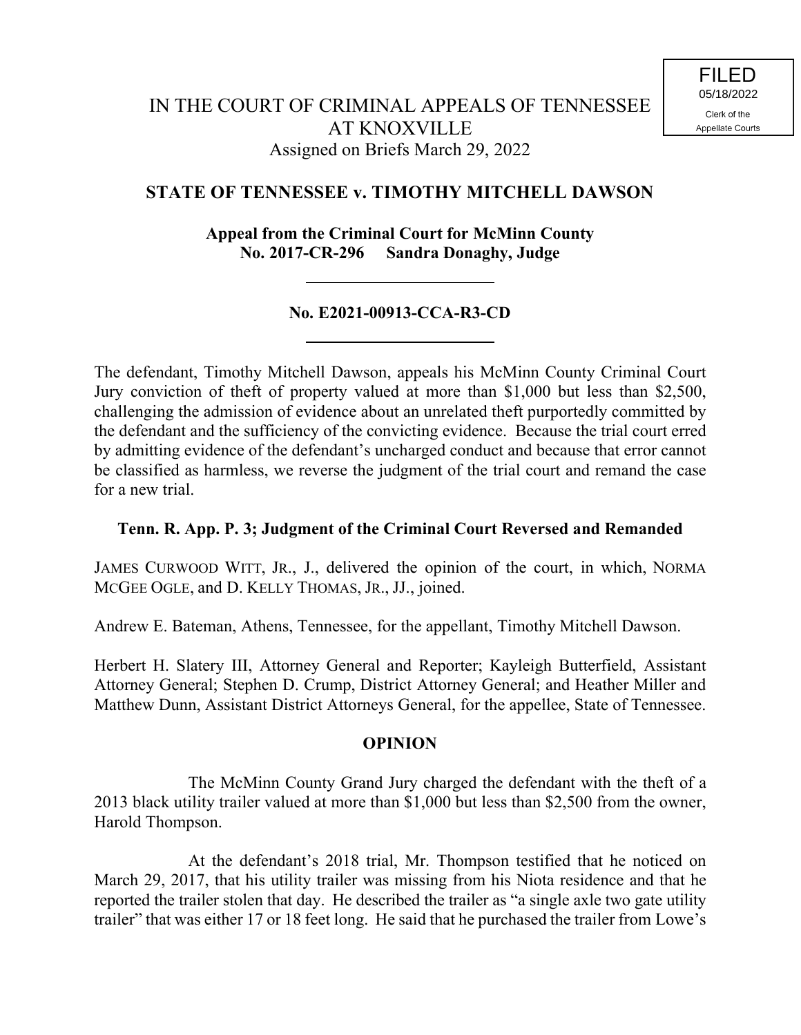FILED
05/18/2022
Clerk of the
Appellate Courts

IN THE COURT OF CRIMINAL APPEALS OF TENNESSEE
AT KNOXVILLE
Assigned on Briefs March 29, 2022

## STATE OF TENNESSEE v. TIMOTHY MITCHELL DAWSON

**Appeal from the Criminal Court for McMinn County**
**No. 2017-CR-296 Sandra Donaghy, Judge**

---

**No. E2021-00913-CCA-R3-CD**

---

The defendant, Timothy Mitchell Dawson, appeals his McMinn County Criminal Court Jury conviction of theft of property valued at more than $1,000 but less than $2,500, challenging the admission of evidence about an unrelated theft purportedly committed by the defendant and the sufficiency of the convicting evidence. Because the trial court erred by admitting evidence of the defendant's uncharged conduct and because that error cannot be classified as harmless, we reverse the judgment of the trial court and remand the case for a new trial.

**Tenn. R. App. P. 3; Judgment of the Criminal Court Reversed and Remanded**

JAMES CURWOOD WITT, JR., J., delivered the opinion of the court, in which, NORMA MCGEE OGLE, and D. KELLY THOMAS, JR., JJ., joined.

Andrew E. Bateman, Athens, Tennessee, for the appellant, Timothy Mitchell Dawson.

Herbert H. Slatery III, Attorney General and Reporter; Kayleigh Butterfield, Assistant Attorney General; Stephen D. Crump, District Attorney General; and Heather Miller and Matthew Dunn, Assistant District Attorneys General, for the appellee, State of Tennessee.

## OPINION

The McMinn County Grand Jury charged the defendant with the theft of a 2013 black utility trailer valued at more than $1,000 but less than $2,500 from the owner, Harold Thompson.

At the defendant's 2018 trial, Mr. Thompson testified that he noticed on March 29, 2017, that his utility trailer was missing from his Niota residence and that he reported the trailer stolen that day. He described the trailer as "a single axle two gate utility trailer" that was either 17 or 18 feet long. He said that he purchased the trailer from Lowe's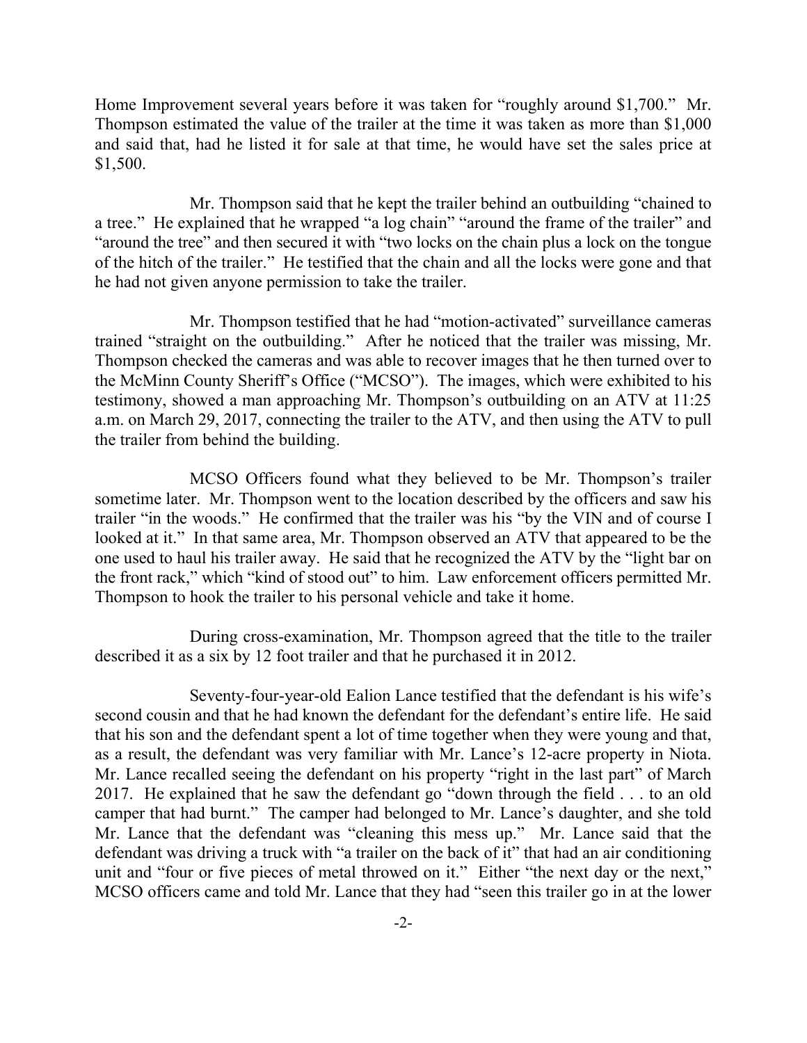Home Improvement several years before it was taken for "roughly around $1,700." Mr. Thompson estimated the value of the trailer at the time it was taken as more than $1,000 and said that, had he listed it for sale at that time, he would have set the sales price at $1,500.

Mr. Thompson said that he kept the trailer behind an outbuilding "chained to a tree." He explained that he wrapped "a log chain" "around the frame of the trailer" and "around the tree" and then secured it with "two locks on the chain plus a lock on the tongue of the hitch of the trailer." He testified that the chain and all the locks were gone and that he had not given anyone permission to take the trailer.

Mr. Thompson testified that he had "motion-activated" surveillance cameras trained "straight on the outbuilding." After he noticed that the trailer was missing, Mr. Thompson checked the cameras and was able to recover images that he then turned over to the McMinn County Sheriff's Office ("MCSO"). The images, which were exhibited to his testimony, showed a man approaching Mr. Thompson's outbuilding on an ATV at 11:25 a.m. on March 29, 2017, connecting the trailer to the ATV, and then using the ATV to pull the trailer from behind the building.

MCSO Officers found what they believed to be Mr. Thompson's trailer sometime later. Mr. Thompson went to the location described by the officers and saw his trailer "in the woods." He confirmed that the trailer was his "by the VIN and of course I looked at it." In that same area, Mr. Thompson observed an ATV that appeared to be the one used to haul his trailer away. He said that he recognized the ATV by the "light bar on the front rack," which "kind of stood out" to him. Law enforcement officers permitted Mr. Thompson to hook the trailer to his personal vehicle and take it home.

During cross-examination, Mr. Thompson agreed that the title to the trailer described it as a six by 12 foot trailer and that he purchased it in 2012.

Seventy-four-year-old Ealion Lance testified that the defendant is his wife's second cousin and that he had known the defendant for the defendant's entire life. He said that his son and the defendant spent a lot of time together when they were young and that, as a result, the defendant was very familiar with Mr. Lance's 12-acre property in Niota. Mr. Lance recalled seeing the defendant on his property "right in the last part" of March 2017. He explained that he saw the defendant go "down through the field . . . to an old camper that had burnt." The camper had belonged to Mr. Lance's daughter, and she told Mr. Lance that the defendant was "cleaning this mess up." Mr. Lance said that the defendant was driving a truck with "a trailer on the back of it" that had an air conditioning unit and "four or five pieces of metal throwed on it." Either "the next day or the next," MCSO officers came and told Mr. Lance that they had "seen this trailer go in at the lower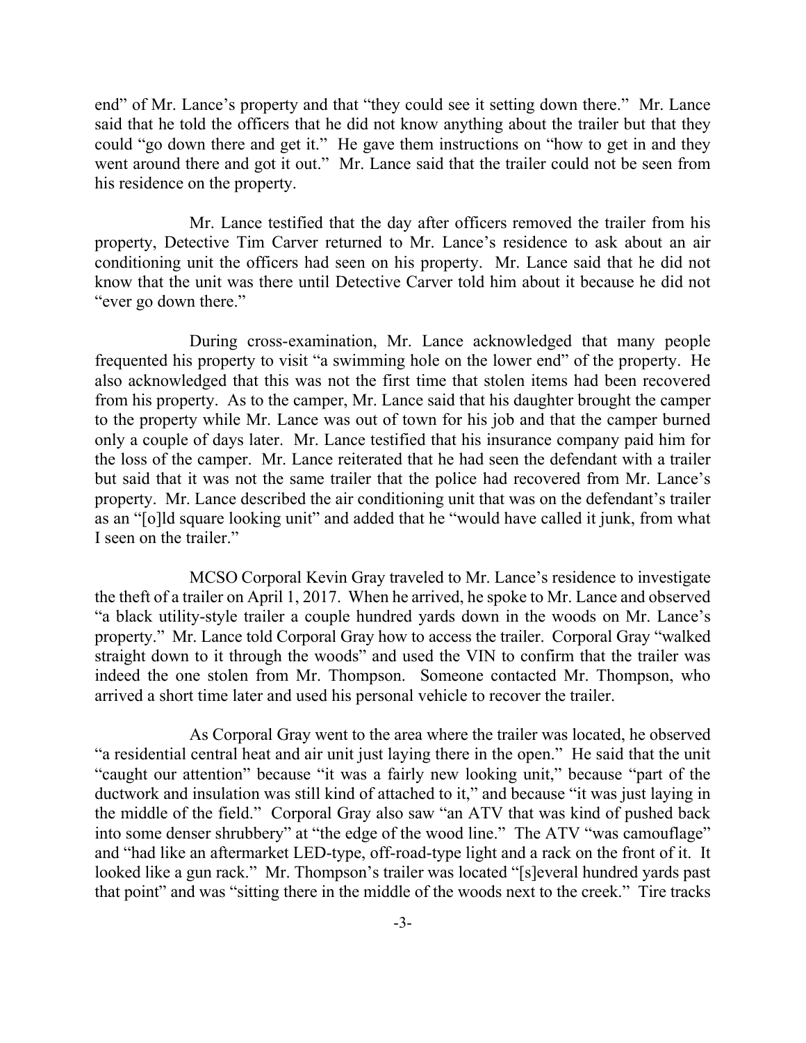end" of Mr. Lance's property and that "they could see it setting down there." Mr. Lance said that he told the officers that he did not know anything about the trailer but that they could "go down there and get it." He gave them instructions on "how to get in and they went around there and got it out." Mr. Lance said that the trailer could not be seen from his residence on the property.

Mr. Lance testified that the day after officers removed the trailer from his property, Detective Tim Carver returned to Mr. Lance's residence to ask about an air conditioning unit the officers had seen on his property. Mr. Lance said that he did not know that the unit was there until Detective Carver told him about it because he did not "ever go down there."

During cross-examination, Mr. Lance acknowledged that many people frequented his property to visit "a swimming hole on the lower end" of the property. He also acknowledged that this was not the first time that stolen items had been recovered from his property. As to the camper, Mr. Lance said that his daughter brought the camper to the property while Mr. Lance was out of town for his job and that the camper burned only a couple of days later. Mr. Lance testified that his insurance company paid him for the loss of the camper. Mr. Lance reiterated that he had seen the defendant with a trailer but said that it was not the same trailer that the police had recovered from Mr. Lance's property. Mr. Lance described the air conditioning unit that was on the defendant's trailer as an "[o]ld square looking unit" and added that he "would have called it junk, from what I seen on the trailer."

MCSO Corporal Kevin Gray traveled to Mr. Lance's residence to investigate the theft of a trailer on April 1, 2017. When he arrived, he spoke to Mr. Lance and observed "a black utility-style trailer a couple hundred yards down in the woods on Mr. Lance's property." Mr. Lance told Corporal Gray how to access the trailer. Corporal Gray "walked straight down to it through the woods" and used the VIN to confirm that the trailer was indeed the one stolen from Mr. Thompson. Someone contacted Mr. Thompson, who arrived a short time later and used his personal vehicle to recover the trailer.

As Corporal Gray went to the area where the trailer was located, he observed "a residential central heat and air unit just laying there in the open." He said that the unit "caught our attention" because "it was a fairly new looking unit," because "part of the ductwork and insulation was still kind of attached to it," and because "it was just laying in the middle of the field." Corporal Gray also saw "an ATV that was kind of pushed back into some denser shrubbery" at "the edge of the wood line." The ATV "was camouflage" and "had like an aftermarket LED-type, off-road-type light and a rack on the front of it. It looked like a gun rack." Mr. Thompson's trailer was located "[s]everal hundred yards past that point" and was "sitting there in the middle of the woods next to the creek." Tire tracks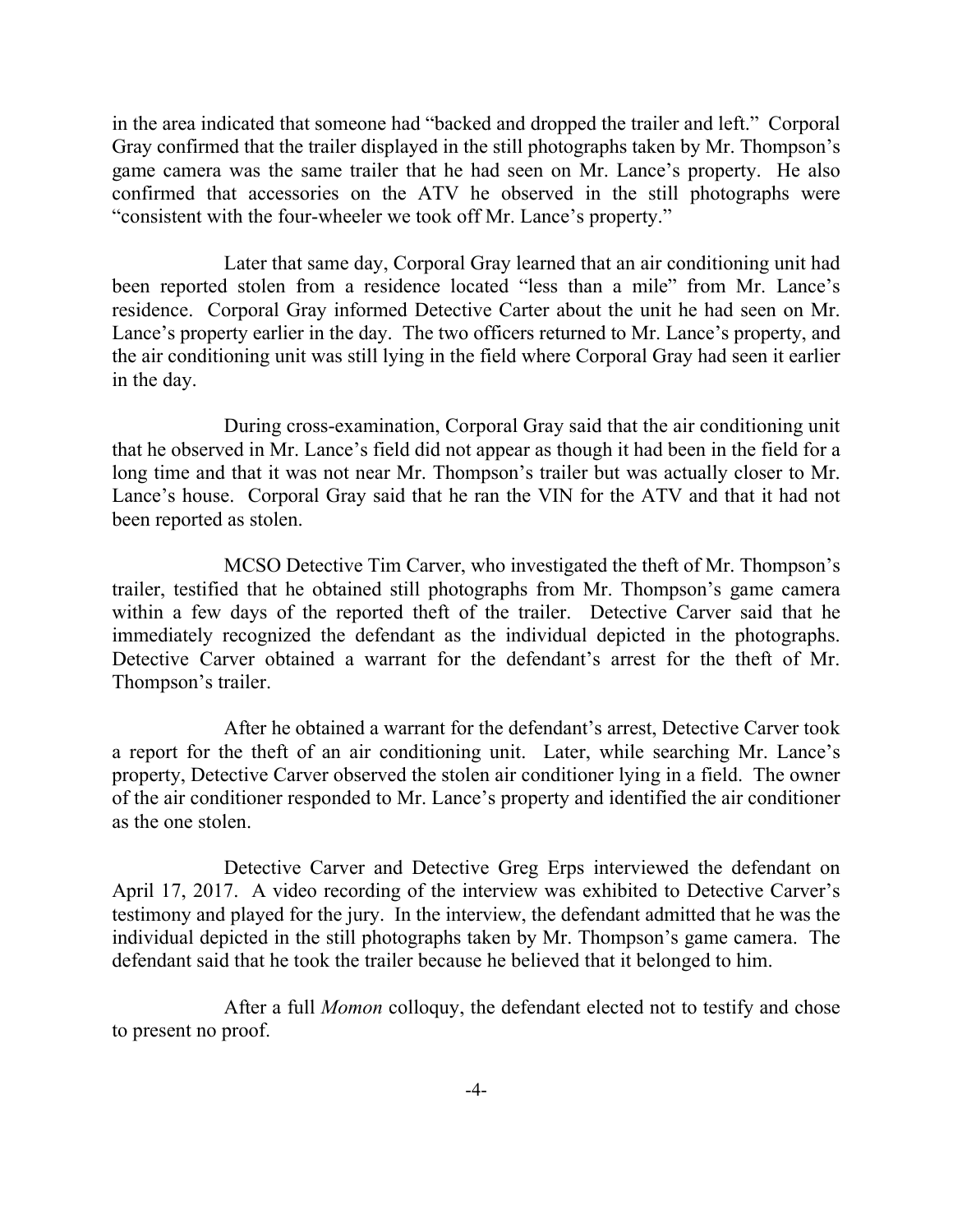in the area indicated that someone had "backed and dropped the trailer and left." Corporal Gray confirmed that the trailer displayed in the still photographs taken by Mr. Thompson's game camera was the same trailer that he had seen on Mr. Lance's property. He also confirmed that accessories on the ATV he observed in the still photographs were "consistent with the four-wheeler we took off Mr. Lance's property."

Later that same day, Corporal Gray learned that an air conditioning unit had been reported stolen from a residence located "less than a mile" from Mr. Lance's residence. Corporal Gray informed Detective Carter about the unit he had seen on Mr. Lance's property earlier in the day. The two officers returned to Mr. Lance's property, and the air conditioning unit was still lying in the field where Corporal Gray had seen it earlier in the day.

During cross-examination, Corporal Gray said that the air conditioning unit that he observed in Mr. Lance's field did not appear as though it had been in the field for a long time and that it was not near Mr. Thompson's trailer but was actually closer to Mr. Lance's house. Corporal Gray said that he ran the VIN for the ATV and that it had not been reported as stolen.

MCSO Detective Tim Carver, who investigated the theft of Mr. Thompson's trailer, testified that he obtained still photographs from Mr. Thompson's game camera within a few days of the reported theft of the trailer. Detective Carver said that he immediately recognized the defendant as the individual depicted in the photographs. Detective Carver obtained a warrant for the defendant's arrest for the theft of Mr. Thompson's trailer.

After he obtained a warrant for the defendant's arrest, Detective Carver took a report for the theft of an air conditioning unit. Later, while searching Mr. Lance's property, Detective Carver observed the stolen air conditioner lying in a field. The owner of the air conditioner responded to Mr. Lance's property and identified the air conditioner as the one stolen.

Detective Carver and Detective Greg Erps interviewed the defendant on April 17, 2017. A video recording of the interview was exhibited to Detective Carver's testimony and played for the jury. In the interview, the defendant admitted that he was the individual depicted in the still photographs taken by Mr. Thompson's game camera. The defendant said that he took the trailer because he believed that it belonged to him.

After a full *Momon* colloquy, the defendant elected not to testify and chose to present no proof.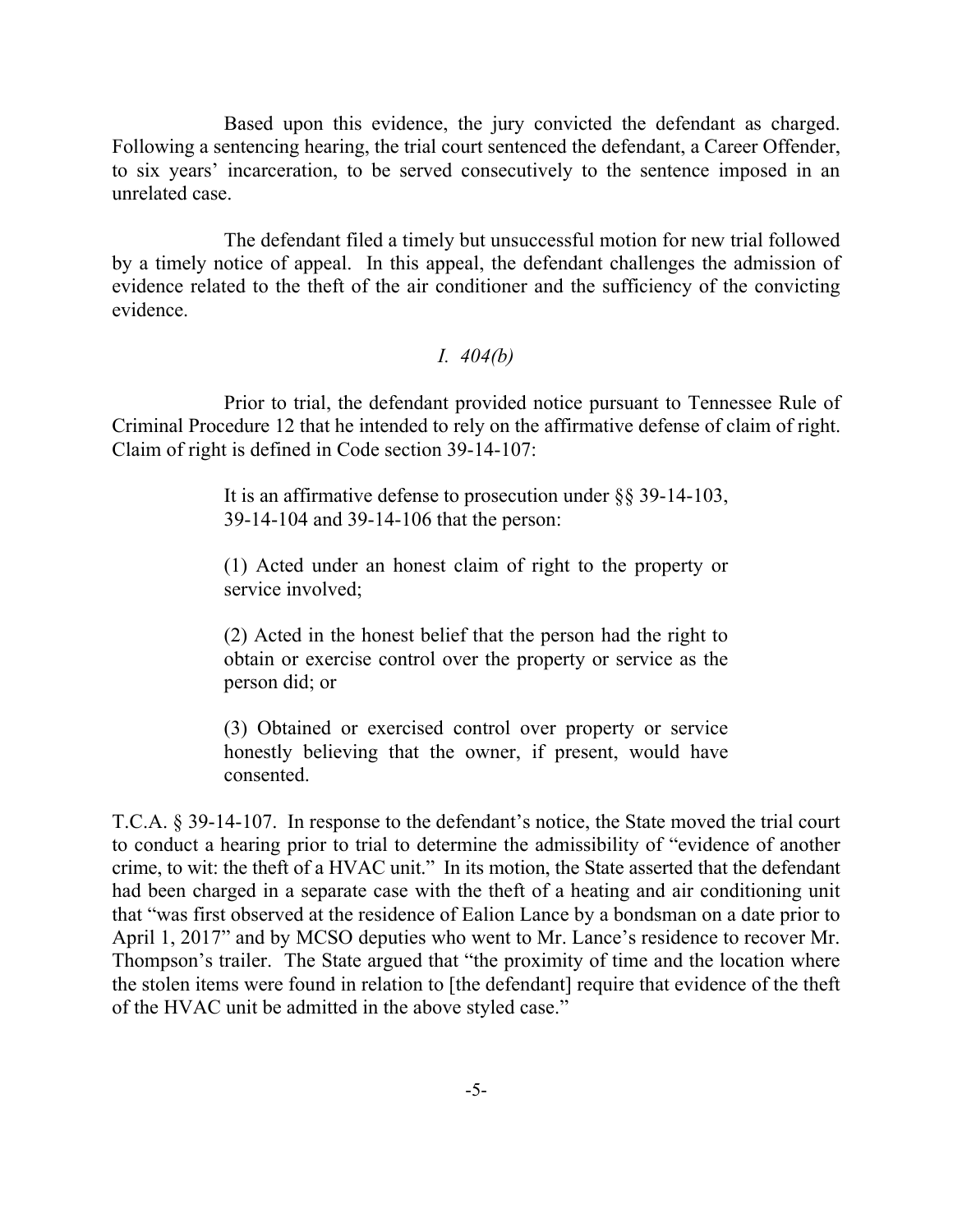Based upon this evidence, the jury convicted the defendant as charged. Following a sentencing hearing, the trial court sentenced the defendant, a Career Offender, to six years' incarceration, to be served consecutively to the sentence imposed in an unrelated case.

The defendant filed a timely but unsuccessful motion for new trial followed by a timely notice of appeal. In this appeal, the defendant challenges the admission of evidence related to the theft of the air conditioner and the sufficiency of the convicting evidence.

## *I. 404(b)*

Prior to trial, the defendant provided notice pursuant to Tennessee Rule of Criminal Procedure 12 that he intended to rely on the affirmative defense of claim of right. Claim of right is defined in Code section 39-14-107:

> It is an affirmative defense to prosecution under §§ 39-14-103, 39-14-104 and 39-14-106 that the person:
>
> (1) Acted under an honest claim of right to the property or service involved;
>
> (2) Acted in the honest belief that the person had the right to obtain or exercise control over the property or service as the person did; or
>
> (3) Obtained or exercised control over property or service honestly believing that the owner, if present, would have consented.

T.C.A. § 39-14-107. In response to the defendant's notice, the State moved the trial court to conduct a hearing prior to trial to determine the admissibility of "evidence of another crime, to wit: the theft of a HVAC unit." In its motion, the State asserted that the defendant had been charged in a separate case with the theft of a heating and air conditioning unit that "was first observed at the residence of Ealion Lance by a bondsman on a date prior to April 1, 2017" and by MCSO deputies who went to Mr. Lance's residence to recover Mr. Thompson's trailer. The State argued that "the proximity of time and the location where the stolen items were found in relation to [the defendant] require that evidence of the theft of the HVAC unit be admitted in the above styled case."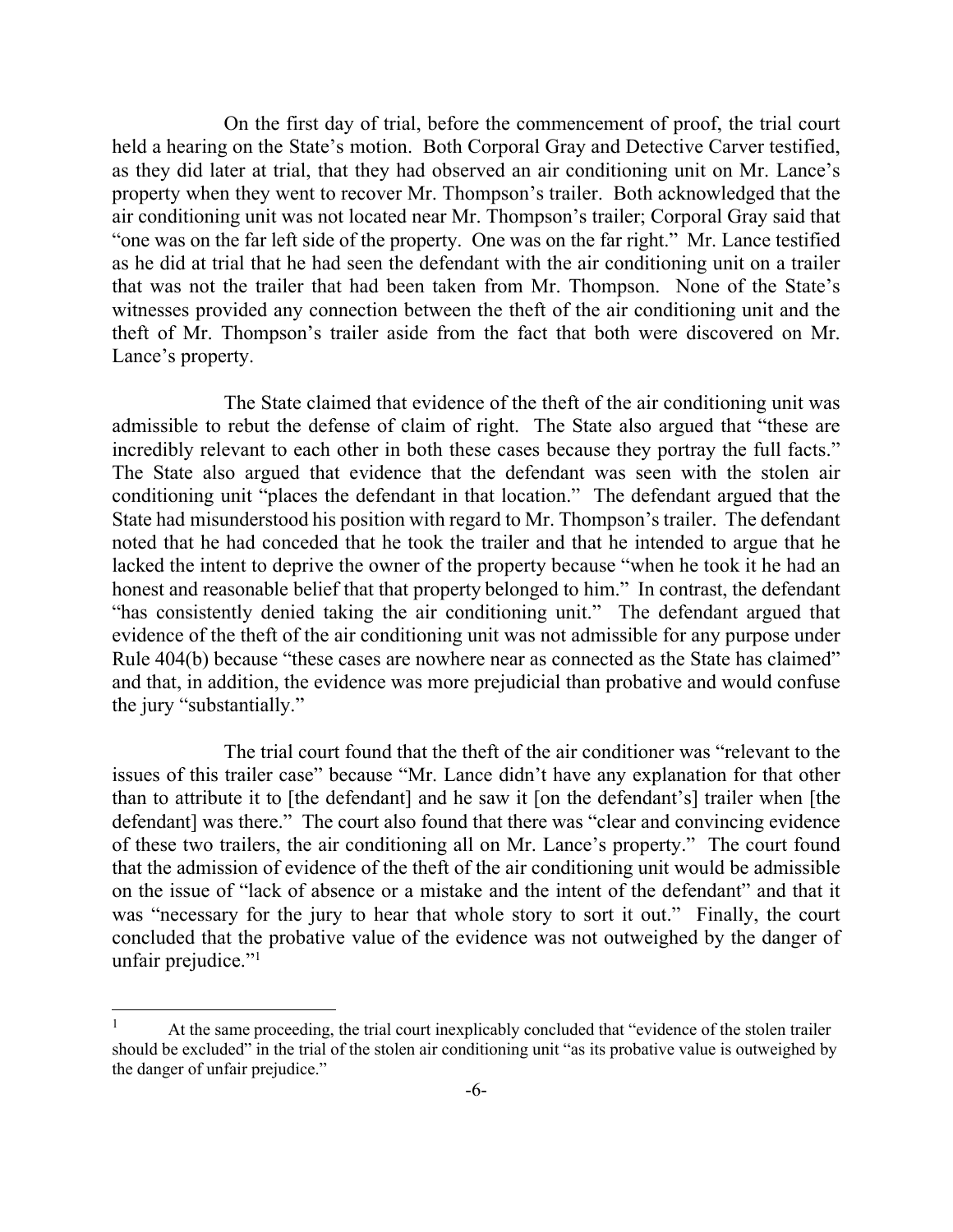On the first day of trial, before the commencement of proof, the trial court held a hearing on the State's motion. Both Corporal Gray and Detective Carver testified, as they did later at trial, that they had observed an air conditioning unit on Mr. Lance's property when they went to recover Mr. Thompson's trailer. Both acknowledged that the air conditioning unit was not located near Mr. Thompson's trailer; Corporal Gray said that "one was on the far left side of the property. One was on the far right." Mr. Lance testified as he did at trial that he had seen the defendant with the air conditioning unit on a trailer that was not the trailer that had been taken from Mr. Thompson. None of the State's witnesses provided any connection between the theft of the air conditioning unit and the theft of Mr. Thompson's trailer aside from the fact that both were discovered on Mr. Lance's property.

The State claimed that evidence of the theft of the air conditioning unit was admissible to rebut the defense of claim of right. The State also argued that "these are incredibly relevant to each other in both these cases because they portray the full facts." The State also argued that evidence that the defendant was seen with the stolen air conditioning unit "places the defendant in that location." The defendant argued that the State had misunderstood his position with regard to Mr. Thompson's trailer. The defendant noted that he had conceded that he took the trailer and that he intended to argue that he lacked the intent to deprive the owner of the property because "when he took it he had an honest and reasonable belief that that property belonged to him." In contrast, the defendant "has consistently denied taking the air conditioning unit." The defendant argued that evidence of the theft of the air conditioning unit was not admissible for any purpose under Rule 404(b) because "these cases are nowhere near as connected as the State has claimed" and that, in addition, the evidence was more prejudicial than probative and would confuse the jury "substantially."

The trial court found that the theft of the air conditioner was "relevant to the issues of this trailer case" because "Mr. Lance didn't have any explanation for that other than to attribute it to [the defendant] and he saw it [on the defendant's] trailer when [the defendant] was there." The court also found that there was "clear and convincing evidence of these two trailers, the air conditioning all on Mr. Lance's property." The court found that the admission of evidence of the theft of the air conditioning unit would be admissible on the issue of "lack of absence or a mistake and the intent of the defendant" and that it was "necessary for the jury to hear that whole story to sort it out." Finally, the court concluded that the probative value of the evidence was not outweighed by the danger of unfair prejudice."[1]

[1] At the same proceeding, the trial court inexplicably concluded that "evidence of the stolen trailer should be excluded" in the trial of the stolen air conditioning unit "as its probative value is outweighed by the danger of unfair prejudice."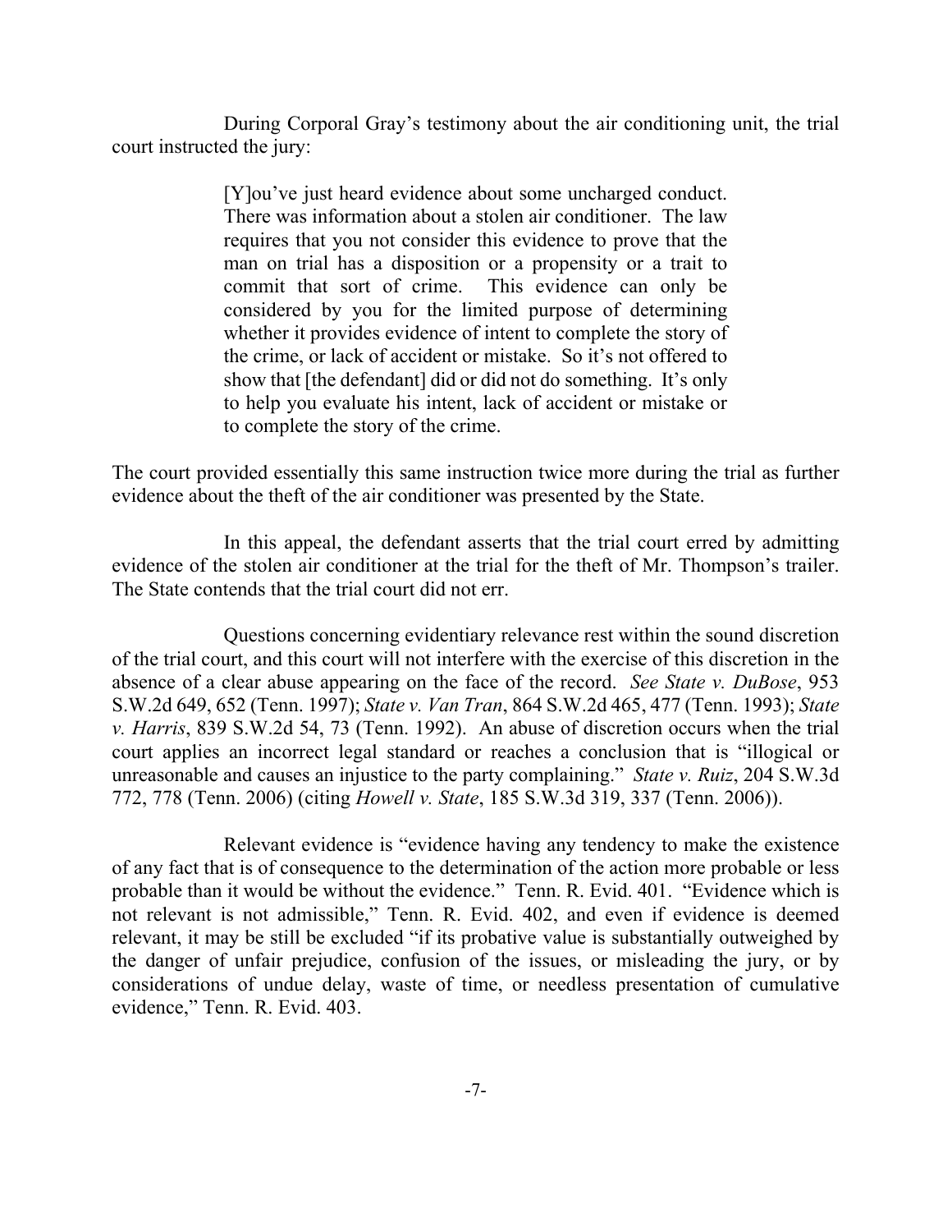During Corporal Gray's testimony about the air conditioning unit, the trial court instructed the jury:

> [Y]ou've just heard evidence about some uncharged conduct. There was information about a stolen air conditioner. The law requires that you not consider this evidence to prove that the man on trial has a disposition or a propensity or a trait to commit that sort of crime. This evidence can only be considered by you for the limited purpose of determining whether it provides evidence of intent to complete the story of the crime, or lack of accident or mistake. So it's not offered to show that [the defendant] did or did not do something. It's only to help you evaluate his intent, lack of accident or mistake or to complete the story of the crime.

The court provided essentially this same instruction twice more during the trial as further evidence about the theft of the air conditioner was presented by the State.

In this appeal, the defendant asserts that the trial court erred by admitting evidence of the stolen air conditioner at the trial for the theft of Mr. Thompson's trailer. The State contends that the trial court did not err.

Questions concerning evidentiary relevance rest within the sound discretion of the trial court, and this court will not interfere with the exercise of this discretion in the absence of a clear abuse appearing on the face of the record. *See State v. DuBose*, 953 S.W.2d 649, 652 (Tenn. 1997); *State v. Van Tran*, 864 S.W.2d 465, 477 (Tenn. 1993); *State v. Harris*, 839 S.W.2d 54, 73 (Tenn. 1992). An abuse of discretion occurs when the trial court applies an incorrect legal standard or reaches a conclusion that is "illogical or unreasonable and causes an injustice to the party complaining." *State v. Ruiz*, 204 S.W.3d 772, 778 (Tenn. 2006) (citing *Howell v. State*, 185 S.W.3d 319, 337 (Tenn. 2006)).

Relevant evidence is "evidence having any tendency to make the existence of any fact that is of consequence to the determination of the action more probable or less probable than it would be without the evidence." Tenn. R. Evid. 401. "Evidence which is not relevant is not admissible," Tenn. R. Evid. 402, and even if evidence is deemed relevant, it may be still be excluded "if its probative value is substantially outweighed by the danger of unfair prejudice, confusion of the issues, or misleading the jury, or by considerations of undue delay, waste of time, or needless presentation of cumulative evidence," Tenn. R. Evid. 403.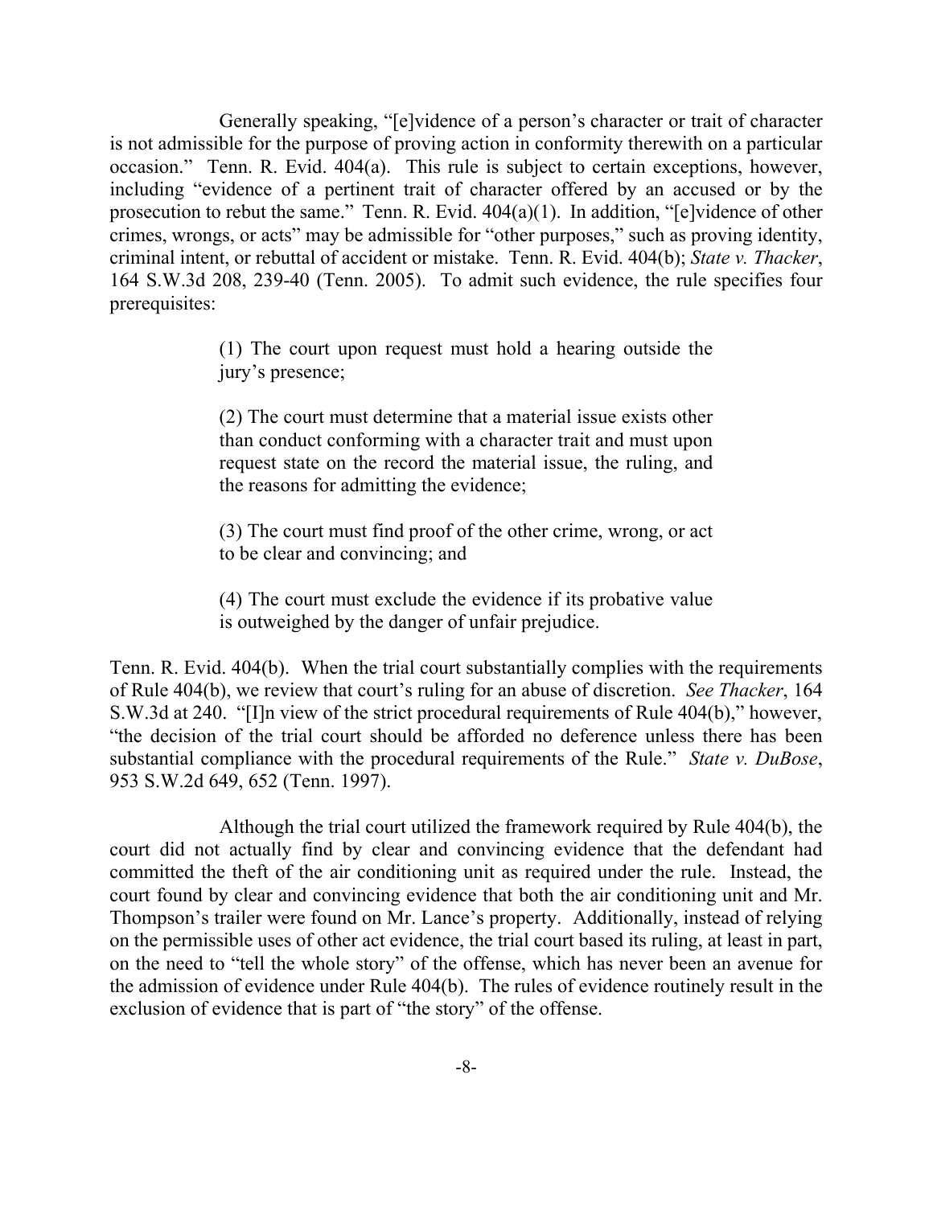Generally speaking, "[e]vidence of a person's character or trait of character is not admissible for the purpose of proving action in conformity therewith on a particular occasion." Tenn. R. Evid. 404(a). This rule is subject to certain exceptions, however, including "evidence of a pertinent trait of character offered by an accused or by the prosecution to rebut the same." Tenn. R. Evid. 404(a)(1). In addition, "[e]vidence of other crimes, wrongs, or acts" may be admissible for "other purposes," such as proving identity, criminal intent, or rebuttal of accident or mistake. Tenn. R. Evid. 404(b); *State v. Thacker*, 164 S.W.3d 208, 239-40 (Tenn. 2005). To admit such evidence, the rule specifies four prerequisites:

> (1) The court upon request must hold a hearing outside the jury's presence;
>
> (2) The court must determine that a material issue exists other than conduct conforming with a character trait and must upon request state on the record the material issue, the ruling, and the reasons for admitting the evidence;
>
> (3) The court must find proof of the other crime, wrong, or act to be clear and convincing; and
>
> (4) The court must exclude the evidence if its probative value is outweighed by the danger of unfair prejudice.

Tenn. R. Evid. 404(b). When the trial court substantially complies with the requirements of Rule 404(b), we review that court's ruling for an abuse of discretion. *See Thacker*, 164 S.W.3d at 240. "[I]n view of the strict procedural requirements of Rule 404(b)," however, "the decision of the trial court should be afforded no deference unless there has been substantial compliance with the procedural requirements of the Rule." *State v. DuBose*, 953 S.W.2d 649, 652 (Tenn. 1997).

Although the trial court utilized the framework required by Rule 404(b), the court did not actually find by clear and convincing evidence that the defendant had committed the theft of the air conditioning unit as required under the rule. Instead, the court found by clear and convincing evidence that both the air conditioning unit and Mr. Thompson's trailer were found on Mr. Lance's property. Additionally, instead of relying on the permissible uses of other act evidence, the trial court based its ruling, at least in part, on the need to "tell the whole story" of the offense, which has never been an avenue for the admission of evidence under Rule 404(b). The rules of evidence routinely result in the exclusion of evidence that is part of "the story" of the offense.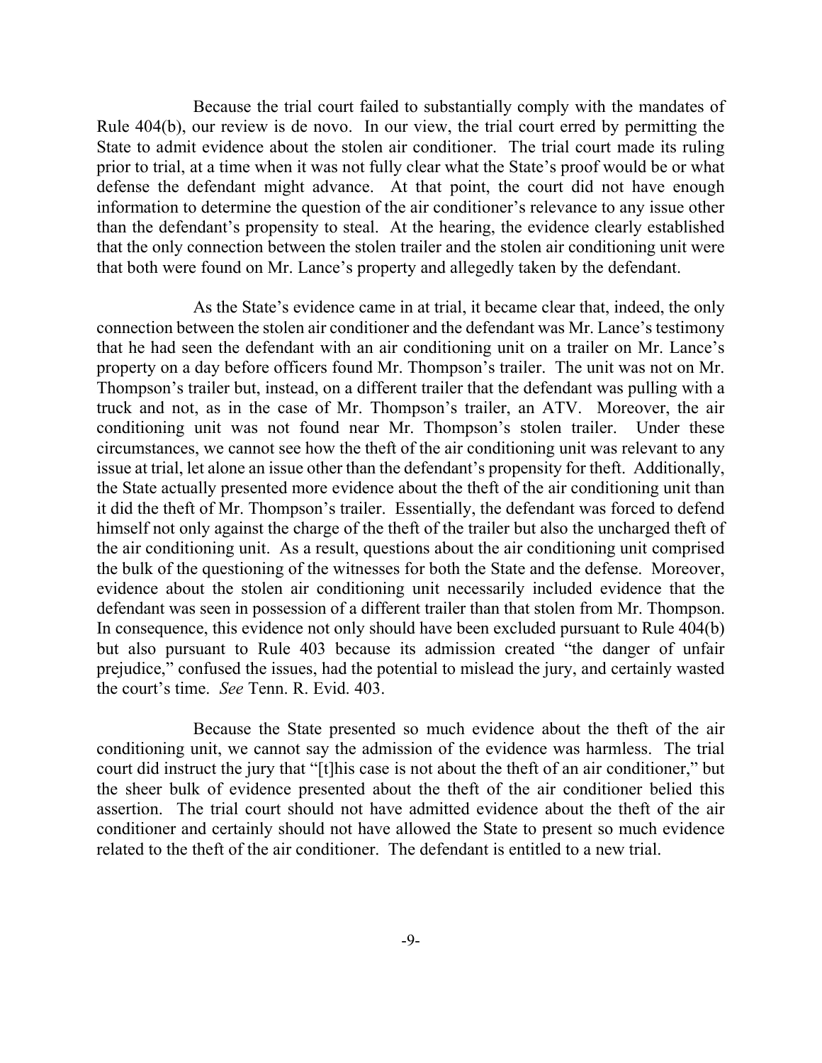Because the trial court failed to substantially comply with the mandates of Rule 404(b), our review is de novo. In our view, the trial court erred by permitting the State to admit evidence about the stolen air conditioner. The trial court made its ruling prior to trial, at a time when it was not fully clear what the State's proof would be or what defense the defendant might advance. At that point, the court did not have enough information to determine the question of the air conditioner's relevance to any issue other than the defendant's propensity to steal. At the hearing, the evidence clearly established that the only connection between the stolen trailer and the stolen air conditioning unit were that both were found on Mr. Lance's property and allegedly taken by the defendant.

As the State's evidence came in at trial, it became clear that, indeed, the only connection between the stolen air conditioner and the defendant was Mr. Lance's testimony that he had seen the defendant with an air conditioning unit on a trailer on Mr. Lance's property on a day before officers found Mr. Thompson's trailer. The unit was not on Mr. Thompson's trailer but, instead, on a different trailer that the defendant was pulling with a truck and not, as in the case of Mr. Thompson's trailer, an ATV. Moreover, the air conditioning unit was not found near Mr. Thompson's stolen trailer. Under these circumstances, we cannot see how the theft of the air conditioning unit was relevant to any issue at trial, let alone an issue other than the defendant's propensity for theft. Additionally, the State actually presented more evidence about the theft of the air conditioning unit than it did the theft of Mr. Thompson's trailer. Essentially, the defendant was forced to defend himself not only against the charge of the theft of the trailer but also the uncharged theft of the air conditioning unit. As a result, questions about the air conditioning unit comprised the bulk of the questioning of the witnesses for both the State and the defense. Moreover, evidence about the stolen air conditioning unit necessarily included evidence that the defendant was seen in possession of a different trailer than that stolen from Mr. Thompson. In consequence, this evidence not only should have been excluded pursuant to Rule 404(b) but also pursuant to Rule 403 because its admission created "the danger of unfair prejudice," confused the issues, had the potential to mislead the jury, and certainly wasted the court's time. *See* Tenn. R. Evid. 403.

Because the State presented so much evidence about the theft of the air conditioning unit, we cannot say the admission of the evidence was harmless. The trial court did instruct the jury that "[t]his case is not about the theft of an air conditioner," but the sheer bulk of evidence presented about the theft of the air conditioner belied this assertion. The trial court should not have admitted evidence about the theft of the air conditioner and certainly should not have allowed the State to present so much evidence related to the theft of the air conditioner. The defendant is entitled to a new trial.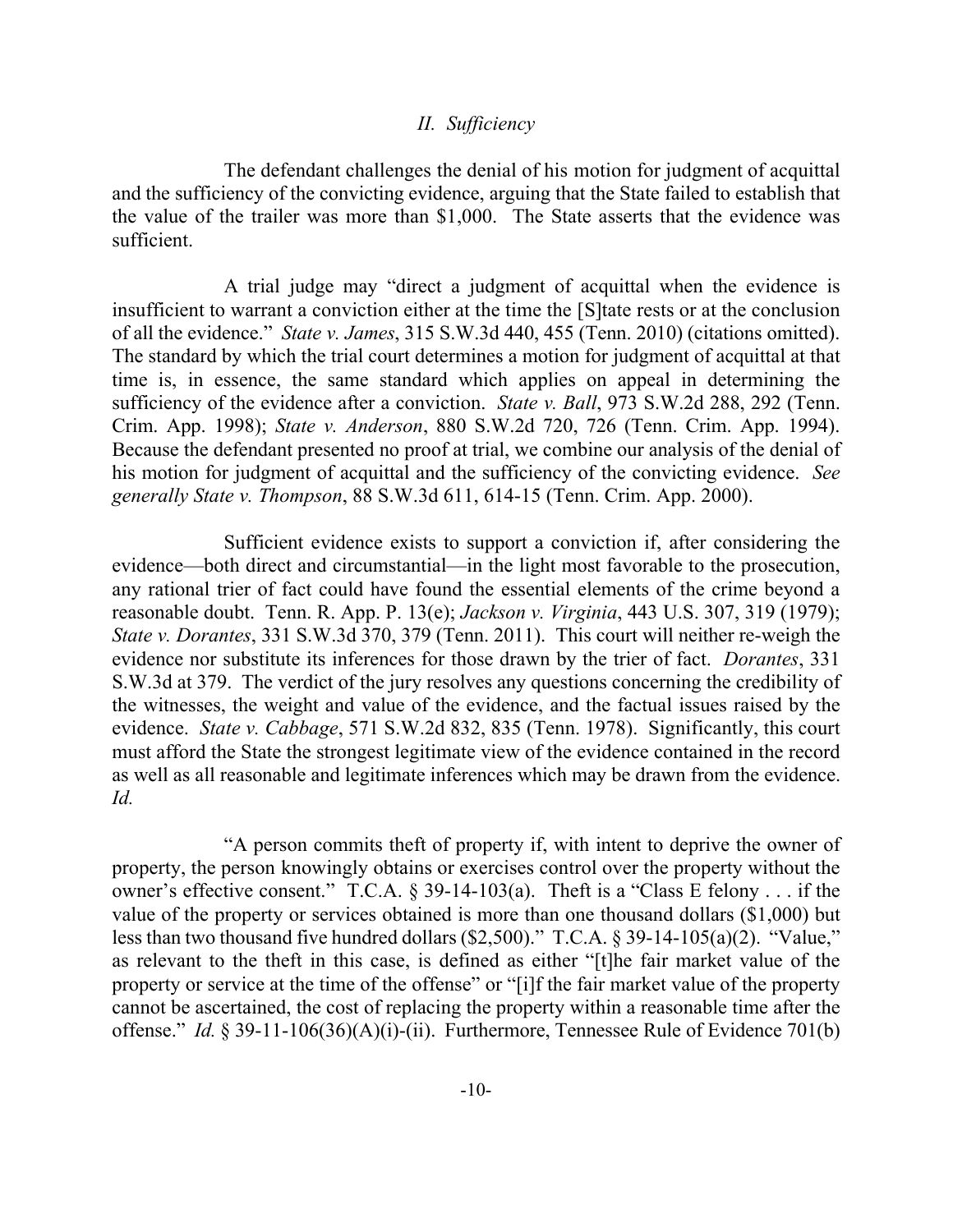## *II. Sufficiency*

The defendant challenges the denial of his motion for judgment of acquittal and the sufficiency of the convicting evidence, arguing that the State failed to establish that the value of the trailer was more than $1,000. The State asserts that the evidence was sufficient.

A trial judge may "direct a judgment of acquittal when the evidence is insufficient to warrant a conviction either at the time the [S]tate rests or at the conclusion of all the evidence." *State v. James*, 315 S.W.3d 440, 455 (Tenn. 2010) (citations omitted). The standard by which the trial court determines a motion for judgment of acquittal at that time is, in essence, the same standard which applies on appeal in determining the sufficiency of the evidence after a conviction. *State v. Ball*, 973 S.W.2d 288, 292 (Tenn. Crim. App. 1998); *State v. Anderson*, 880 S.W.2d 720, 726 (Tenn. Crim. App. 1994). Because the defendant presented no proof at trial, we combine our analysis of the denial of his motion for judgment of acquittal and the sufficiency of the convicting evidence. *See generally State v. Thompson*, 88 S.W.3d 611, 614-15 (Tenn. Crim. App. 2000).

Sufficient evidence exists to support a conviction if, after considering the evidence—both direct and circumstantial—in the light most favorable to the prosecution, any rational trier of fact could have found the essential elements of the crime beyond a reasonable doubt. Tenn. R. App. P. 13(e); *Jackson v. Virginia*, 443 U.S. 307, 319 (1979); *State v. Dorantes*, 331 S.W.3d 370, 379 (Tenn. 2011). This court will neither re-weigh the evidence nor substitute its inferences for those drawn by the trier of fact. *Dorantes*, 331 S.W.3d at 379. The verdict of the jury resolves any questions concerning the credibility of the witnesses, the weight and value of the evidence, and the factual issues raised by the evidence. *State v. Cabbage*, 571 S.W.2d 832, 835 (Tenn. 1978). Significantly, this court must afford the State the strongest legitimate view of the evidence contained in the record as well as all reasonable and legitimate inferences which may be drawn from the evidence. *Id.*

"A person commits theft of property if, with intent to deprive the owner of property, the person knowingly obtains or exercises control over the property without the owner's effective consent." T.C.A. § 39-14-103(a). Theft is a "Class E felony . . . if the value of the property or services obtained is more than one thousand dollars ($1,000) but less than two thousand five hundred dollars ($2,500)." T.C.A. § 39-14-105(a)(2). "Value," as relevant to the theft in this case, is defined as either "[t]he fair market value of the property or service at the time of the offense" or "[i]f the fair market value of the property cannot be ascertained, the cost of replacing the property within a reasonable time after the offense." *Id.* § 39-11-106(36)(A)(i)-(ii). Furthermore, Tennessee Rule of Evidence 701(b)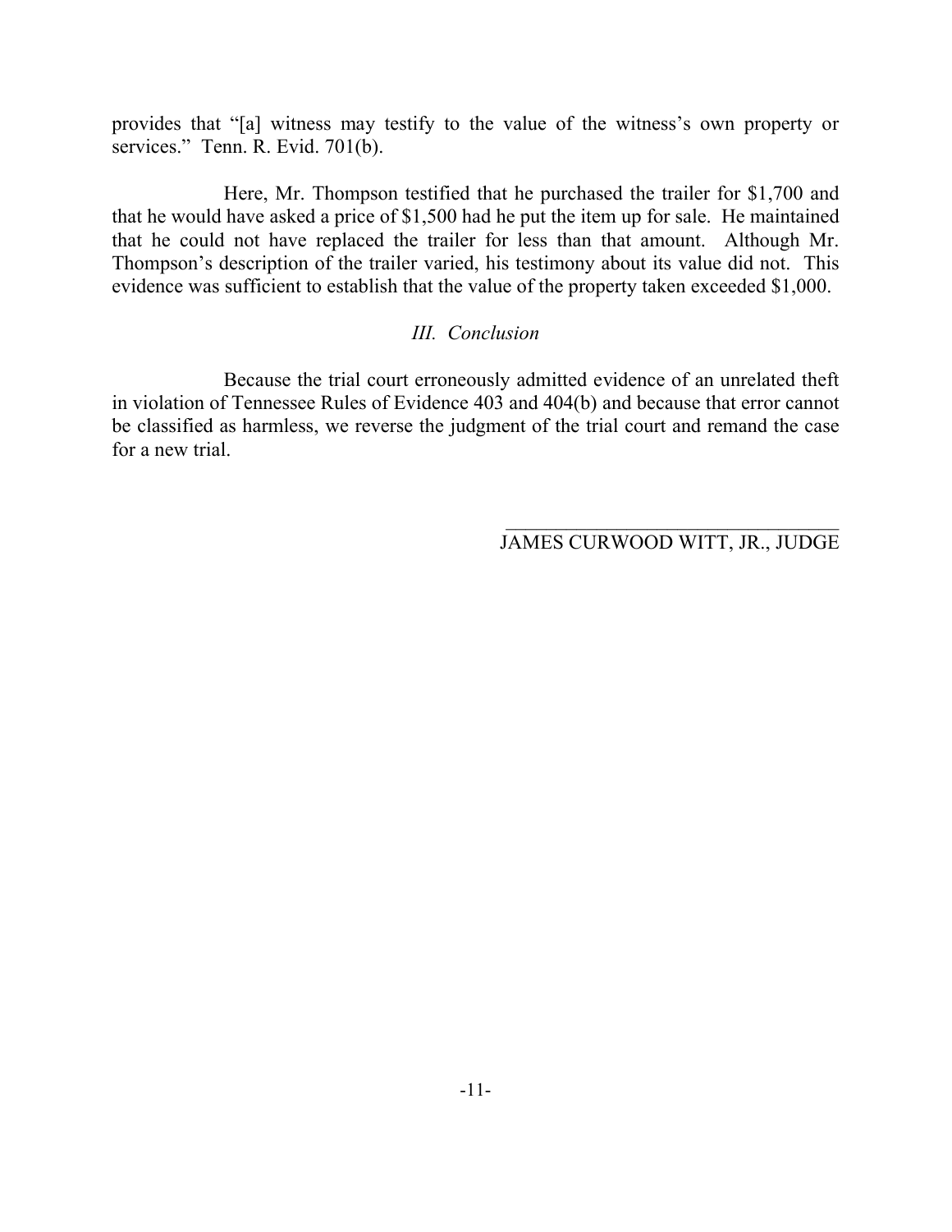provides that "[a] witness may testify to the value of the witness's own property or services." Tenn. R. Evid. 701(b).

Here, Mr. Thompson testified that he purchased the trailer for $1,700 and that he would have asked a price of $1,500 had he put the item up for sale. He maintained that he could not have replaced the trailer for less than that amount. Although Mr. Thompson's description of the trailer varied, his testimony about its value did not. This evidence was sufficient to establish that the value of the property taken exceeded $1,000.

### *III. Conclusion*

Because the trial court erroneously admitted evidence of an unrelated theft in violation of Tennessee Rules of Evidence 403 and 404(b) and because that error cannot be classified as harmless, we reverse the judgment of the trial court and remand the case for a new trial.

JAMES CURWOOD WITT, JR., JUDGE